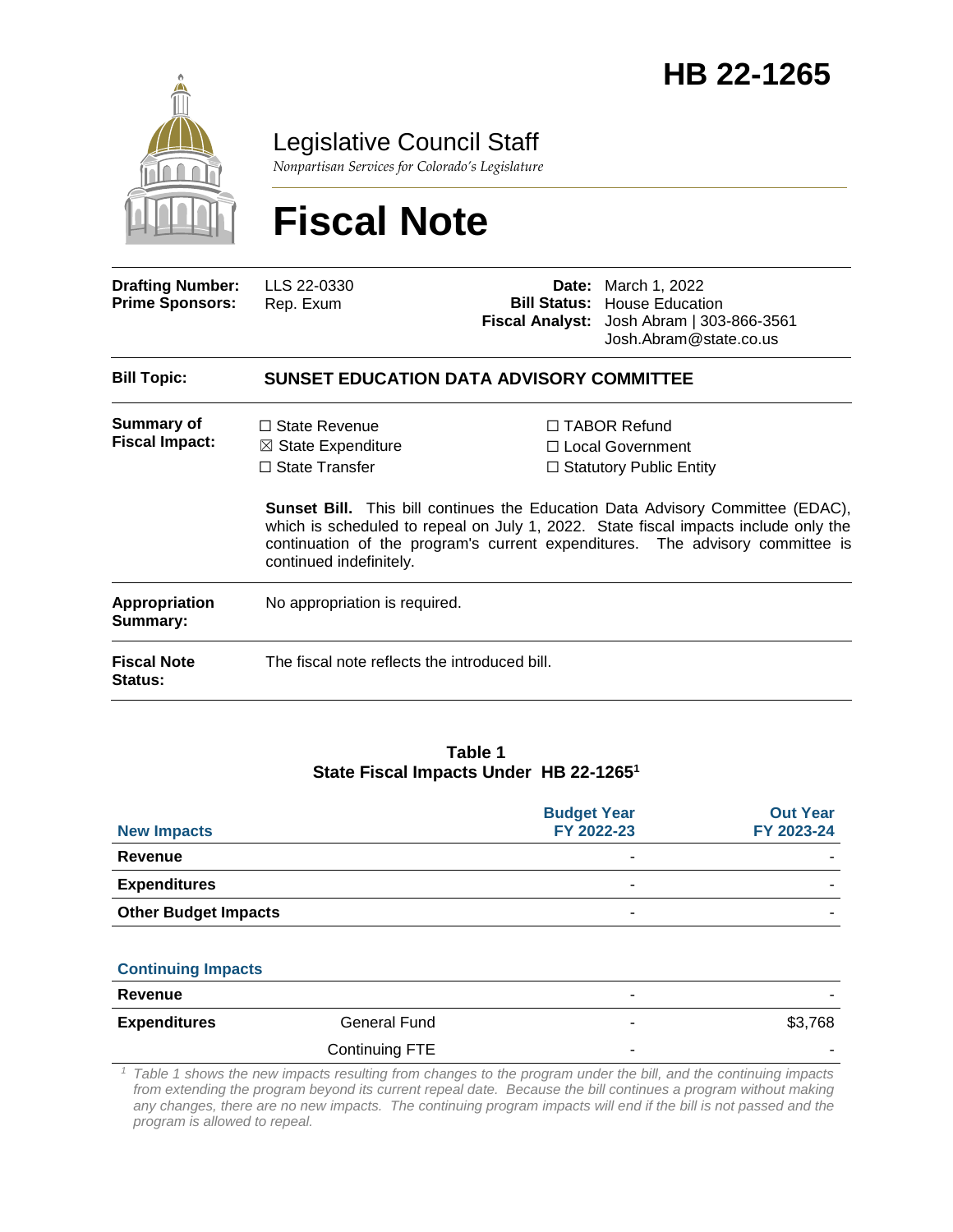# HB 22-1265

Legislative Council Staff

*Nonpartisan Services for Colorado's Legislature*

# Fiscal Note

| | | | |
|---|---|---|---|
| **Drafting Number:** | LLS 22-0330 | **Date:** | March 1, 2022 |
| **Prime Sponsors:** | Rep. Exum | **Bill Status:** | House Education |
| | | **Fiscal Analyst:** | Josh Abram \| 303-866-3561 Josh.Abram@state.co.us |

| | |
|---|---|
| **Bill Topic:** | **SUNSET EDUCATION DATA ADVISORY COMMITTEE** |
| **Summary of Fiscal Impact:** | ☐ State Revenue ☒ State Expenditure ☐ State Transfer ☐ TABOR Refund ☐ Local Government ☐ Statutory Public Entity<br><br>**Sunset Bill.** This bill continues the Education Data Advisory Committee (EDAC), which is scheduled to repeal on July 1, 2022. State fiscal impacts include only the continuation of the program's current expenditures. The advisory committee is continued indefinitely. |
| **Appropriation Summary:** | No appropriation is required. |
| **Fiscal Note Status:** | The fiscal note reflects the introduced bill. |

**Table 1**
**State Fiscal Impacts Under HB 22-1265[1]**

| New Impacts | | Budget Year FY 2022-23 | Out Year FY 2023-24 |
|---|---|---|---|
| **Revenue** | | - | - |
| **Expenditures** | | - | - |
| **Other Budget Impacts** | | - | - |
| **Continuing Impacts** | | | |
| **Revenue** | | - | - |
| **Expenditures** | General Fund | - | $3,768 |
| | Continuing FTE | - | - |

[1] *Table 1 shows the new impacts resulting from changes to the program under the bill, and the continuing impacts from extending the program beyond its current repeal date. Because the bill continues a program without making any changes, there are no new impacts. The continuing program impacts will end if the bill is not passed and the program is allowed to repeal.*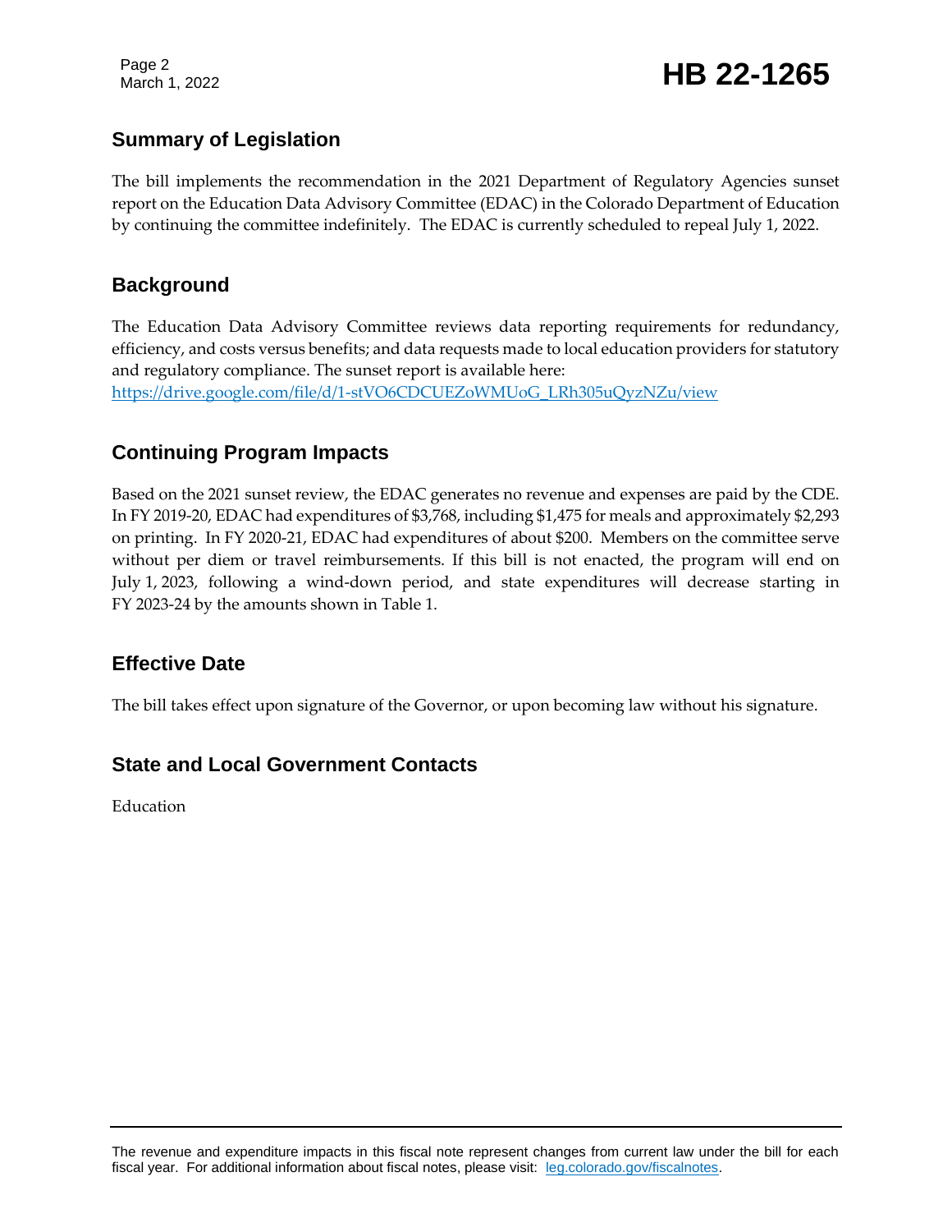## Summary of Legislation

The bill implements the recommendation in the 2021 Department of Regulatory Agencies sunset report on the Education Data Advisory Committee (EDAC) in the Colorado Department of Education by continuing the committee indefinitely. The EDAC is currently scheduled to repeal July 1, 2022.

## Background

The Education Data Advisory Committee reviews data reporting requirements for redundancy, efficiency, and costs versus benefits; and data requests made to local education providers for statutory and regulatory compliance. The sunset report is available here:
https://drive.google.com/file/d/1-stVO6CDCUEZoWMUoG_LRh305uQyzNZu/view

## Continuing Program Impacts

Based on the 2021 sunset review, the EDAC generates no revenue and expenses are paid by the CDE. In FY 2019-20, EDAC had expenditures of $3,768, including $1,475 for meals and approximately $2,293 on printing. In FY 2020-21, EDAC had expenditures of about $200. Members on the committee serve without per diem or travel reimbursements. If this bill is not enacted, the program will end on July 1, 2023, following a wind-down period, and state expenditures will decrease starting in FY 2023-24 by the amounts shown in Table 1.

## Effective Date

The bill takes effect upon signature of the Governor, or upon becoming law without his signature.

## State and Local Government Contacts

Education

The revenue and expenditure impacts in this fiscal note represent changes from current law under the bill for each fiscal year. For additional information about fiscal notes, please visit: leg.colorado.gov/fiscalnotes.